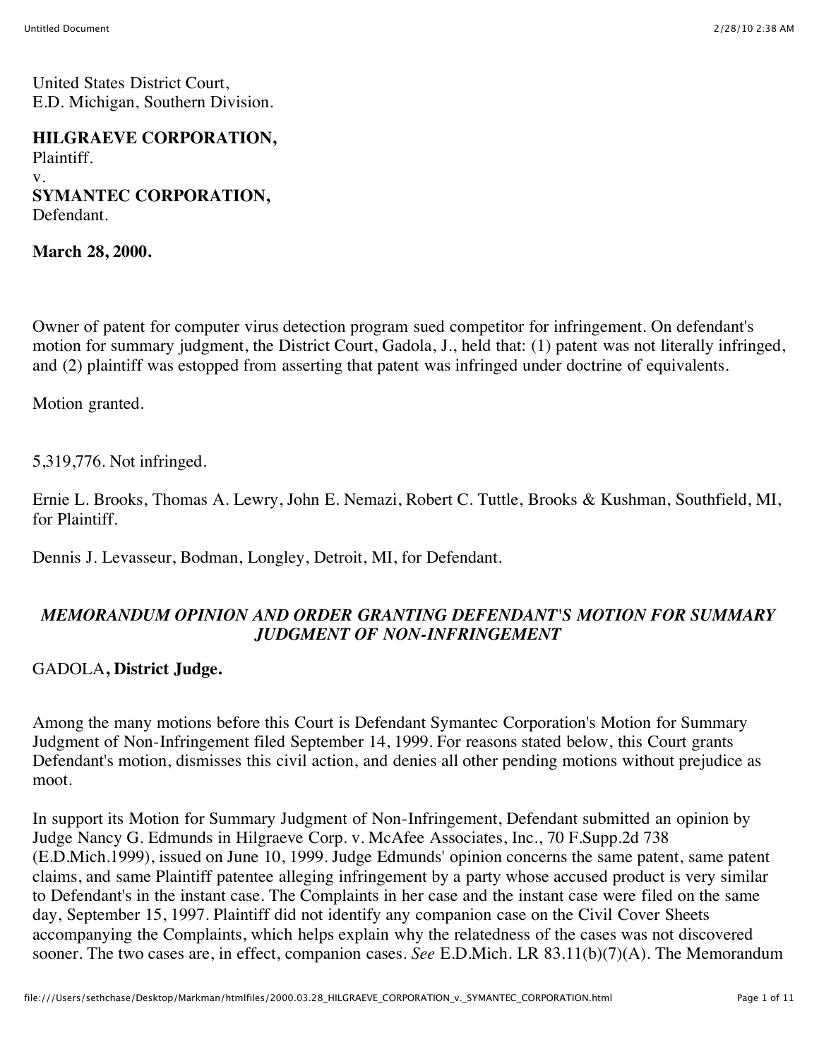United States District Court,
E.D. Michigan, Southern Division.

**HILGRAEVE CORPORATION,**
Plaintiff.
v.
**SYMANTEC CORPORATION,**
Defendant.

**March 28, 2000.**

Owner of patent for computer virus detection program sued competitor for infringement. On defendant's motion for summary judgment, the District Court, Gadola, J., held that: (1) patent was not literally infringed, and (2) plaintiff was estopped from asserting that patent was infringed under doctrine of equivalents.

Motion granted.

5,319,776. Not infringed.

Ernie L. Brooks, Thomas A. Lewry, John E. Nemazi, Robert C. Tuttle, Brooks & Kushman, Southfield, MI, for Plaintiff.

Dennis J. Levasseur, Bodman, Longley, Detroit, MI, for Defendant.

*MEMORANDUM OPINION AND ORDER GRANTING DEFENDANT'S MOTION FOR SUMMARY JUDGMENT OF NON-INFRINGEMENT*

GADOLA**, District Judge.**

Among the many motions before this Court is Defendant Symantec Corporation's Motion for Summary Judgment of Non-Infringement filed September 14, 1999. For reasons stated below, this Court grants Defendant's motion, dismisses this civil action, and denies all other pending motions without prejudice as moot.

In support its Motion for Summary Judgment of Non-Infringement, Defendant submitted an opinion by Judge Nancy G. Edmunds in Hilgraeve Corp. v. McAfee Associates, Inc., 70 F.Supp.2d 738 (E.D.Mich.1999), issued on June 10, 1999. Judge Edmunds' opinion concerns the same patent, same patent claims, and same Plaintiff patentee alleging infringement by a party whose accused product is very similar to Defendant's in the instant case. The Complaints in her case and the instant case were filed on the same day, September 15, 1997. Plaintiff did not identify any companion case on the Civil Cover Sheets accompanying the Complaints, which helps explain why the relatedness of the cases was not discovered sooner. The two cases are, in effect, companion cases. *See* E.D.Mich. LR 83.11(b)(7)(A). The Memorandum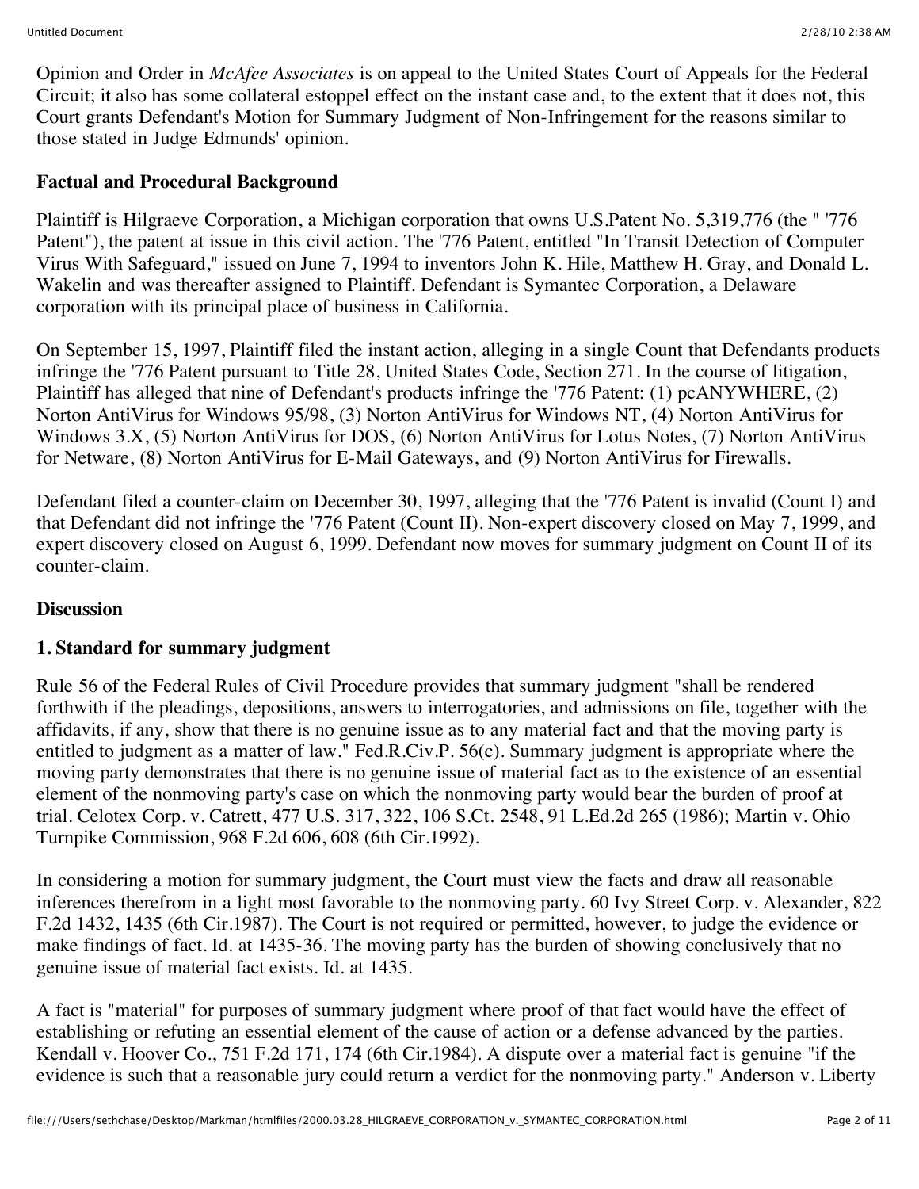Opinion and Order in *McAfee Associates* is on appeal to the United States Court of Appeals for the Federal Circuit; it also has some collateral estoppel effect on the instant case and, to the extent that it does not, this Court grants Defendant's Motion for Summary Judgment of Non-Infringement for the reasons similar to those stated in Judge Edmunds' opinion.

**Factual and Procedural Background**

Plaintiff is Hilgraeve Corporation, a Michigan corporation that owns U.S.Patent No. 5,319,776 (the " '776 Patent"), the patent at issue in this civil action. The '776 Patent, entitled "In Transit Detection of Computer Virus With Safeguard," issued on June 7, 1994 to inventors John K. Hile, Matthew H. Gray, and Donald L. Wakelin and was thereafter assigned to Plaintiff. Defendant is Symantec Corporation, a Delaware corporation with its principal place of business in California.

On September 15, 1997, Plaintiff filed the instant action, alleging in a single Count that Defendants products infringe the '776 Patent pursuant to Title 28, United States Code, Section 271. In the course of litigation, Plaintiff has alleged that nine of Defendant's products infringe the '776 Patent: (1) pcANYWHERE, (2) Norton AntiVirus for Windows 95/98, (3) Norton AntiVirus for Windows NT, (4) Norton AntiVirus for Windows 3.X, (5) Norton AntiVirus for DOS, (6) Norton AntiVirus for Lotus Notes, (7) Norton AntiVirus for Netware, (8) Norton AntiVirus for E-Mail Gateways, and (9) Norton AntiVirus for Firewalls.

Defendant filed a counter-claim on December 30, 1997, alleging that the '776 Patent is invalid (Count I) and that Defendant did not infringe the '776 Patent (Count II). Non-expert discovery closed on May 7, 1999, and expert discovery closed on August 6, 1999. Defendant now moves for summary judgment on Count II of its counter-claim.

**Discussion**

**1. Standard for summary judgment**

Rule 56 of the Federal Rules of Civil Procedure provides that summary judgment "shall be rendered forthwith if the pleadings, depositions, answers to interrogatories, and admissions on file, together with the affidavits, if any, show that there is no genuine issue as to any material fact and that the moving party is entitled to judgment as a matter of law." Fed.R.Civ.P. 56(c). Summary judgment is appropriate where the moving party demonstrates that there is no genuine issue of material fact as to the existence of an essential element of the nonmoving party's case on which the nonmoving party would bear the burden of proof at trial. Celotex Corp. v. Catrett, 477 U.S. 317, 322, 106 S.Ct. 2548, 91 L.Ed.2d 265 (1986); Martin v. Ohio Turnpike Commission, 968 F.2d 606, 608 (6th Cir.1992).

In considering a motion for summary judgment, the Court must view the facts and draw all reasonable inferences therefrom in a light most favorable to the nonmoving party. 60 Ivy Street Corp. v. Alexander, 822 F.2d 1432, 1435 (6th Cir.1987). The Court is not required or permitted, however, to judge the evidence or make findings of fact. Id. at 1435-36. The moving party has the burden of showing conclusively that no genuine issue of material fact exists. Id. at 1435.

A fact is "material" for purposes of summary judgment where proof of that fact would have the effect of establishing or refuting an essential element of the cause of action or a defense advanced by the parties. Kendall v. Hoover Co., 751 F.2d 171, 174 (6th Cir.1984). A dispute over a material fact is genuine "if the evidence is such that a reasonable jury could return a verdict for the nonmoving party." Anderson v. Liberty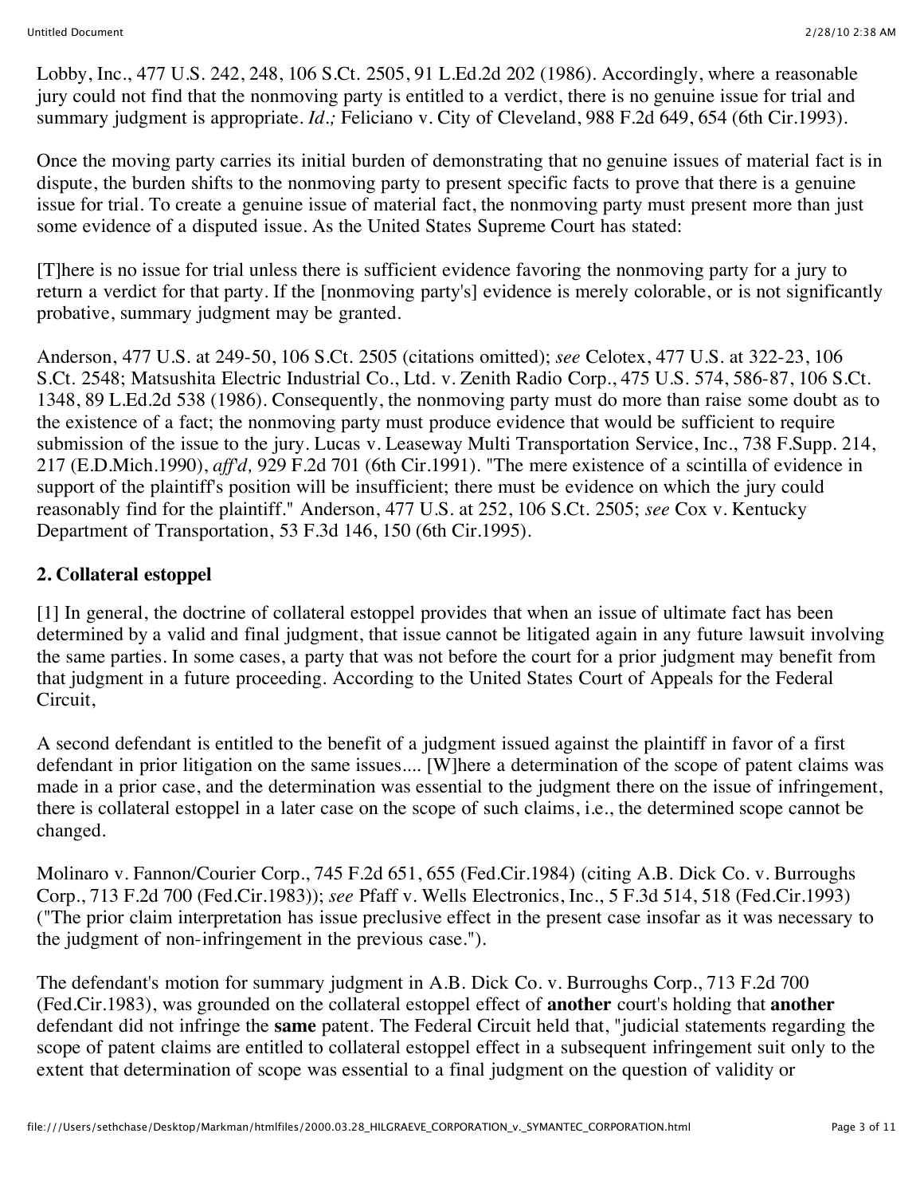Lobby, Inc., 477 U.S. 242, 248, 106 S.Ct. 2505, 91 L.Ed.2d 202 (1986). Accordingly, where a reasonable jury could not find that the nonmoving party is entitled to a verdict, there is no genuine issue for trial and summary judgment is appropriate. *Id.;* Feliciano v. City of Cleveland, 988 F.2d 649, 654 (6th Cir.1993).

Once the moving party carries its initial burden of demonstrating that no genuine issues of material fact is in dispute, the burden shifts to the nonmoving party to present specific facts to prove that there is a genuine issue for trial. To create a genuine issue of material fact, the nonmoving party must present more than just some evidence of a disputed issue. As the United States Supreme Court has stated:

[T]here is no issue for trial unless there is sufficient evidence favoring the nonmoving party for a jury to return a verdict for that party. If the [nonmoving party's] evidence is merely colorable, or is not significantly probative, summary judgment may be granted.

Anderson, 477 U.S. at 249-50, 106 S.Ct. 2505 (citations omitted); *see* Celotex, 477 U.S. at 322-23, 106 S.Ct. 2548; Matsushita Electric Industrial Co., Ltd. v. Zenith Radio Corp., 475 U.S. 574, 586-87, 106 S.Ct. 1348, 89 L.Ed.2d 538 (1986). Consequently, the nonmoving party must do more than raise some doubt as to the existence of a fact; the nonmoving party must produce evidence that would be sufficient to require submission of the issue to the jury. Lucas v. Leaseway Multi Transportation Service, Inc., 738 F.Supp. 214, 217 (E.D.Mich.1990), *aff'd,* 929 F.2d 701 (6th Cir.1991). "The mere existence of a scintilla of evidence in support of the plaintiff's position will be insufficient; there must be evidence on which the jury could reasonably find for the plaintiff." Anderson, 477 U.S. at 252, 106 S.Ct. 2505; *see* Cox v. Kentucky Department of Transportation, 53 F.3d 146, 150 (6th Cir.1995).

### 2. Collateral estoppel

[1] In general, the doctrine of collateral estoppel provides that when an issue of ultimate fact has been determined by a valid and final judgment, that issue cannot be litigated again in any future lawsuit involving the same parties. In some cases, a party that was not before the court for a prior judgment may benefit from that judgment in a future proceeding. According to the United States Court of Appeals for the Federal Circuit,

A second defendant is entitled to the benefit of a judgment issued against the plaintiff in favor of a first defendant in prior litigation on the same issues.... [W]here a determination of the scope of patent claims was made in a prior case, and the determination was essential to the judgment there on the issue of infringement, there is collateral estoppel in a later case on the scope of such claims, i.e., the determined scope cannot be changed.

Molinaro v. Fannon/Courier Corp., 745 F.2d 651, 655 (Fed.Cir.1984) (citing A.B. Dick Co. v. Burroughs Corp., 713 F.2d 700 (Fed.Cir.1983)); *see* Pfaff v. Wells Electronics, Inc., 5 F.3d 514, 518 (Fed.Cir.1993) ("The prior claim interpretation has issue preclusive effect in the present case insofar as it was necessary to the judgment of non-infringement in the previous case.").

The defendant's motion for summary judgment in A.B. Dick Co. v. Burroughs Corp., 713 F.2d 700 (Fed.Cir.1983), was grounded on the collateral estoppel effect of **another** court's holding that **another** defendant did not infringe the **same** patent. The Federal Circuit held that, "judicial statements regarding the scope of patent claims are entitled to collateral estoppel effect in a subsequent infringement suit only to the extent that determination of scope was essential to a final judgment on the question of validity or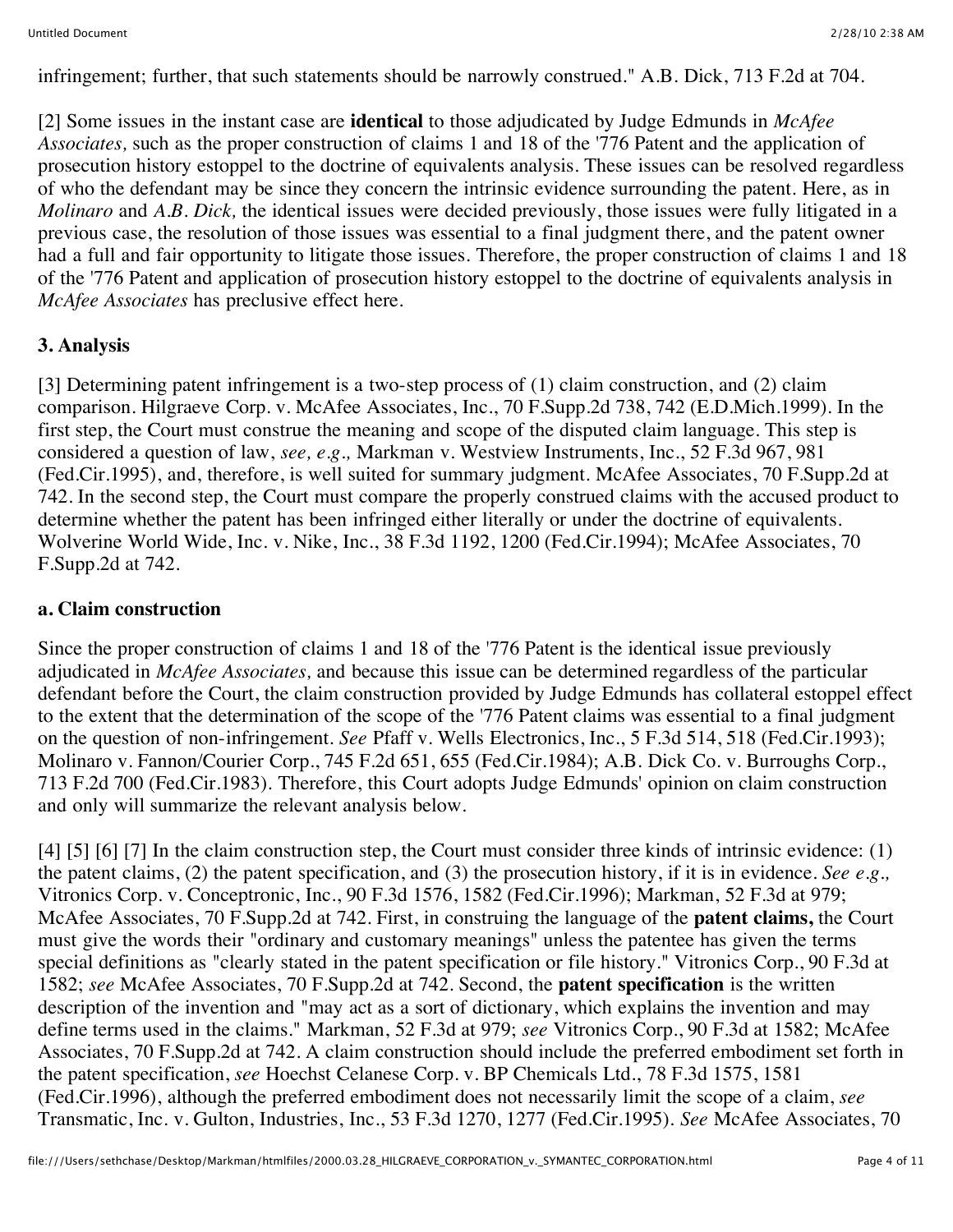infringement; further, that such statements should be narrowly construed." A.B. Dick, 713 F.2d at 704.

[2] Some issues in the instant case are **identical** to those adjudicated by Judge Edmunds in *McAfee Associates,* such as the proper construction of claims 1 and 18 of the '776 Patent and the application of prosecution history estoppel to the doctrine of equivalents analysis. These issues can be resolved regardless of who the defendant may be since they concern the intrinsic evidence surrounding the patent. Here, as in *Molinaro* and *A.B. Dick,* the identical issues were decided previously, those issues were fully litigated in a previous case, the resolution of those issues was essential to a final judgment there, and the patent owner had a full and fair opportunity to litigate those issues. Therefore, the proper construction of claims 1 and 18 of the '776 Patent and application of prosecution history estoppel to the doctrine of equivalents analysis in *McAfee Associates* has preclusive effect here.

### 3. Analysis

[3] Determining patent infringement is a two-step process of (1) claim construction, and (2) claim comparison. Hilgraeve Corp. v. McAfee Associates, Inc., 70 F.Supp.2d 738, 742 (E.D.Mich.1999). In the first step, the Court must construe the meaning and scope of the disputed claim language. This step is considered a question of law, *see, e.g.,* Markman v. Westview Instruments, Inc., 52 F.3d 967, 981 (Fed.Cir.1995), and, therefore, is well suited for summary judgment. McAfee Associates, 70 F.Supp.2d at 742. In the second step, the Court must compare the properly construed claims with the accused product to determine whether the patent has been infringed either literally or under the doctrine of equivalents. Wolverine World Wide, Inc. v. Nike, Inc., 38 F.3d 1192, 1200 (Fed.Cir.1994); McAfee Associates, 70 F.Supp.2d at 742.

#### a. Claim construction

Since the proper construction of claims 1 and 18 of the '776 Patent is the identical issue previously adjudicated in *McAfee Associates,* and because this issue can be determined regardless of the particular defendant before the Court, the claim construction provided by Judge Edmunds has collateral estoppel effect to the extent that the determination of the scope of the '776 Patent claims was essential to a final judgment on the question of non-infringement. *See* Pfaff v. Wells Electronics, Inc., 5 F.3d 514, 518 (Fed.Cir.1993); Molinaro v. Fannon/Courier Corp., 745 F.2d 651, 655 (Fed.Cir.1984); A.B. Dick Co. v. Burroughs Corp., 713 F.2d 700 (Fed.Cir.1983). Therefore, this Court adopts Judge Edmunds' opinion on claim construction and only will summarize the relevant analysis below.

[4] [5] [6] [7] In the claim construction step, the Court must consider three kinds of intrinsic evidence: (1) the patent claims, (2) the patent specification, and (3) the prosecution history, if it is in evidence. *See e.g.,* Vitronics Corp. v. Conceptronic, Inc., 90 F.3d 1576, 1582 (Fed.Cir.1996); Markman, 52 F.3d at 979; McAfee Associates, 70 F.Supp.2d at 742. First, in construing the language of the **patent claims,** the Court must give the words their "ordinary and customary meanings" unless the patentee has given the terms special definitions as "clearly stated in the patent specification or file history." Vitronics Corp., 90 F.3d at 1582; *see* McAfee Associates, 70 F.Supp.2d at 742. Second, the **patent specification** is the written description of the invention and "may act as a sort of dictionary, which explains the invention and may define terms used in the claims." Markman, 52 F.3d at 979; *see* Vitronics Corp., 90 F.3d at 1582; McAfee Associates, 70 F.Supp.2d at 742. A claim construction should include the preferred embodiment set forth in the patent specification, *see* Hoechst Celanese Corp. v. BP Chemicals Ltd., 78 F.3d 1575, 1581 (Fed.Cir.1996), although the preferred embodiment does not necessarily limit the scope of a claim, *see* Transmatic, Inc. v. Gulton, Industries, Inc., 53 F.3d 1270, 1277 (Fed.Cir.1995). *See* McAfee Associates, 70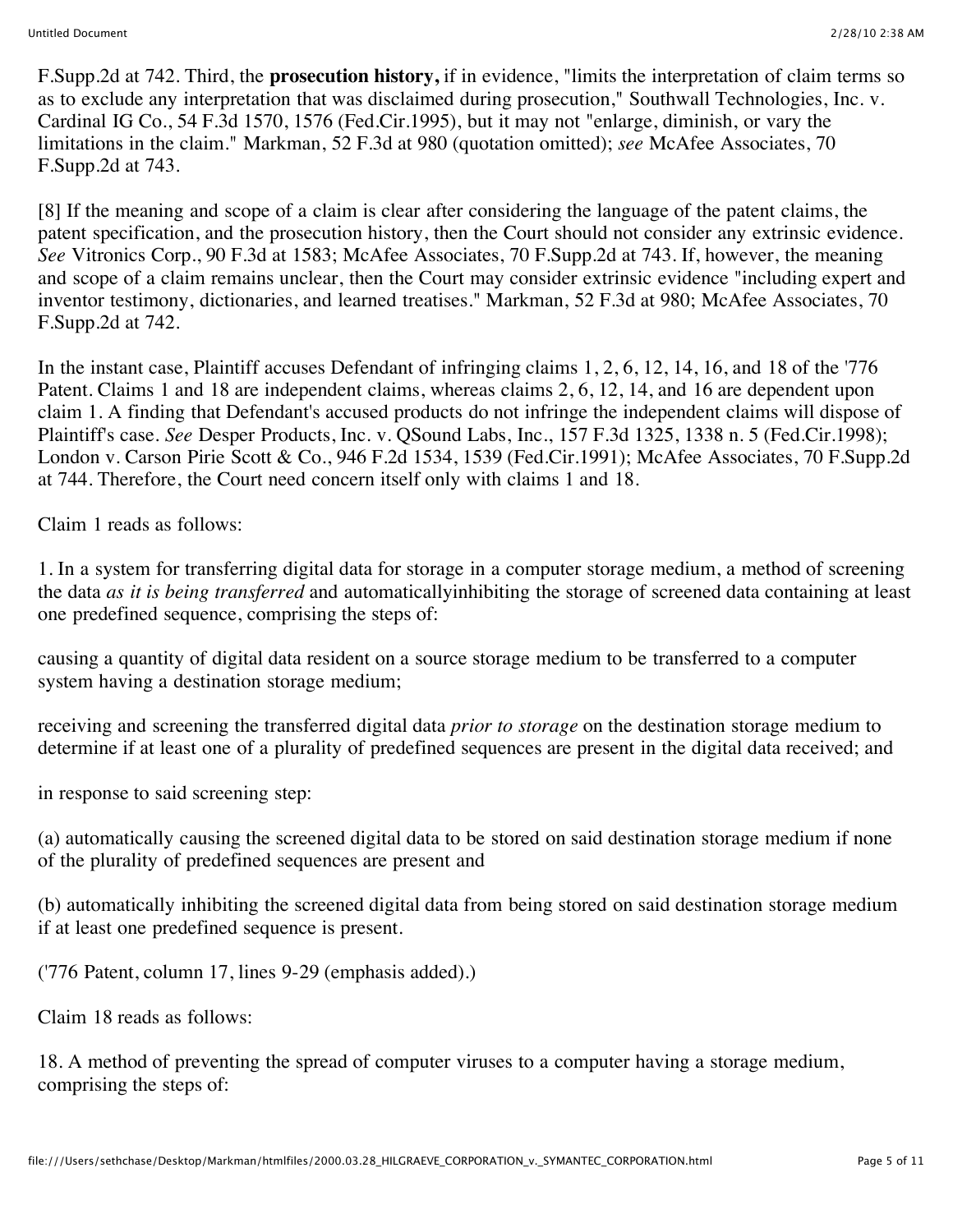F.Supp.2d at 742. Third, the **prosecution history,** if in evidence, "limits the interpretation of claim terms so as to exclude any interpretation that was disclaimed during prosecution," Southwall Technologies, Inc. v. Cardinal IG Co., 54 F.3d 1570, 1576 (Fed.Cir.1995), but it may not "enlarge, diminish, or vary the limitations in the claim." Markman, 52 F.3d at 980 (quotation omitted); *see* McAfee Associates, 70 F.Supp.2d at 743.

[8] If the meaning and scope of a claim is clear after considering the language of the patent claims, the patent specification, and the prosecution history, then the Court should not consider any extrinsic evidence. *See* Vitronics Corp., 90 F.3d at 1583; McAfee Associates, 70 F.Supp.2d at 743. If, however, the meaning and scope of a claim remains unclear, then the Court may consider extrinsic evidence "including expert and inventor testimony, dictionaries, and learned treatises." Markman, 52 F.3d at 980; McAfee Associates, 70 F.Supp.2d at 742.

In the instant case, Plaintiff accuses Defendant of infringing claims 1, 2, 6, 12, 14, 16, and 18 of the '776 Patent. Claims 1 and 18 are independent claims, whereas claims 2, 6, 12, 14, and 16 are dependent upon claim 1. A finding that Defendant's accused products do not infringe the independent claims will dispose of Plaintiff's case. *See* Desper Products, Inc. v. QSound Labs, Inc., 157 F.3d 1325, 1338 n. 5 (Fed.Cir.1998); London v. Carson Pirie Scott & Co., 946 F.2d 1534, 1539 (Fed.Cir.1991); McAfee Associates, 70 F.Supp.2d at 744. Therefore, the Court need concern itself only with claims 1 and 18.

Claim 1 reads as follows:

1. In a system for transferring digital data for storage in a computer storage medium, a method of screening the data *as it is being transferred* and automaticallyinhibiting the storage of screened data containing at least one predefined sequence, comprising the steps of:

causing a quantity of digital data resident on a source storage medium to be transferred to a computer system having a destination storage medium;

receiving and screening the transferred digital data *prior to storage* on the destination storage medium to determine if at least one of a plurality of predefined sequences are present in the digital data received; and

in response to said screening step:

(a) automatically causing the screened digital data to be stored on said destination storage medium if none of the plurality of predefined sequences are present and

(b) automatically inhibiting the screened digital data from being stored on said destination storage medium if at least one predefined sequence is present.

('776 Patent, column 17, lines 9-29 (emphasis added).)

Claim 18 reads as follows:

18. A method of preventing the spread of computer viruses to a computer having a storage medium, comprising the steps of: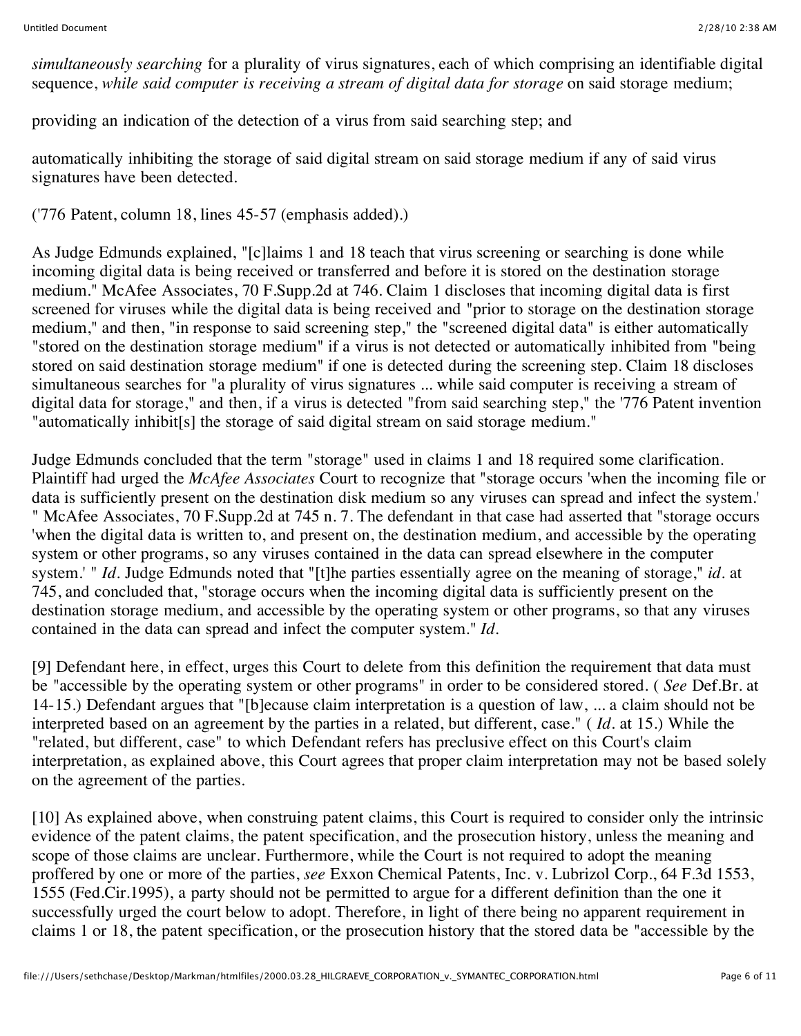*simultaneously searching* for a plurality of virus signatures, each of which comprising an identifiable digital sequence, *while said computer is receiving a stream of digital data for storage* on said storage medium;

providing an indication of the detection of a virus from said searching step; and

automatically inhibiting the storage of said digital stream on said storage medium if any of said virus signatures have been detected.

('776 Patent, column 18, lines 45-57 (emphasis added).)

As Judge Edmunds explained, "[c]laims 1 and 18 teach that virus screening or searching is done while incoming digital data is being received or transferred and before it is stored on the destination storage medium." McAfee Associates, 70 F.Supp.2d at 746. Claim 1 discloses that incoming digital data is first screened for viruses while the digital data is being received and "prior to storage on the destination storage medium," and then, "in response to said screening step," the "screened digital data" is either automatically "stored on the destination storage medium" if a virus is not detected or automatically inhibited from "being stored on said destination storage medium" if one is detected during the screening step. Claim 18 discloses simultaneous searches for "a plurality of virus signatures ... while said computer is receiving a stream of digital data for storage," and then, if a virus is detected "from said searching step," the '776 Patent invention "automatically inhibit[s] the storage of said digital stream on said storage medium."

Judge Edmunds concluded that the term "storage" used in claims 1 and 18 required some clarification. Plaintiff had urged the *McAfee Associates* Court to recognize that "storage occurs 'when the incoming file or data is sufficiently present on the destination disk medium so any viruses can spread and infect the system.' " McAfee Associates, 70 F.Supp.2d at 745 n. 7. The defendant in that case had asserted that "storage occurs 'when the digital data is written to, and present on, the destination medium, and accessible by the operating system or other programs, so any viruses contained in the data can spread elsewhere in the computer system.' " *Id*. Judge Edmunds noted that "[t]he parties essentially agree on the meaning of storage," *id*. at 745, and concluded that, "storage occurs when the incoming digital data is sufficiently present on the destination storage medium, and accessible by the operating system or other programs, so that any viruses contained in the data can spread and infect the computer system." *Id*.

[9] Defendant here, in effect, urges this Court to delete from this definition the requirement that data must be "accessible by the operating system or other programs" in order to be considered stored. ( *See* Def.Br. at 14-15.) Defendant argues that "[b]ecause claim interpretation is a question of law, ... a claim should not be interpreted based on an agreement by the parties in a related, but different, case." ( *Id*. at 15.) While the "related, but different, case" to which Defendant refers has preclusive effect on this Court's claim interpretation, as explained above, this Court agrees that proper claim interpretation may not be based solely on the agreement of the parties.

[10] As explained above, when construing patent claims, this Court is required to consider only the intrinsic evidence of the patent claims, the patent specification, and the prosecution history, unless the meaning and scope of those claims are unclear. Furthermore, while the Court is not required to adopt the meaning proffered by one or more of the parties, *see* Exxon Chemical Patents, Inc. v. Lubrizol Corp., 64 F.3d 1553, 1555 (Fed.Cir.1995), a party should not be permitted to argue for a different definition than the one it successfully urged the court below to adopt. Therefore, in light of there being no apparent requirement in claims 1 or 18, the patent specification, or the prosecution history that the stored data be "accessible by the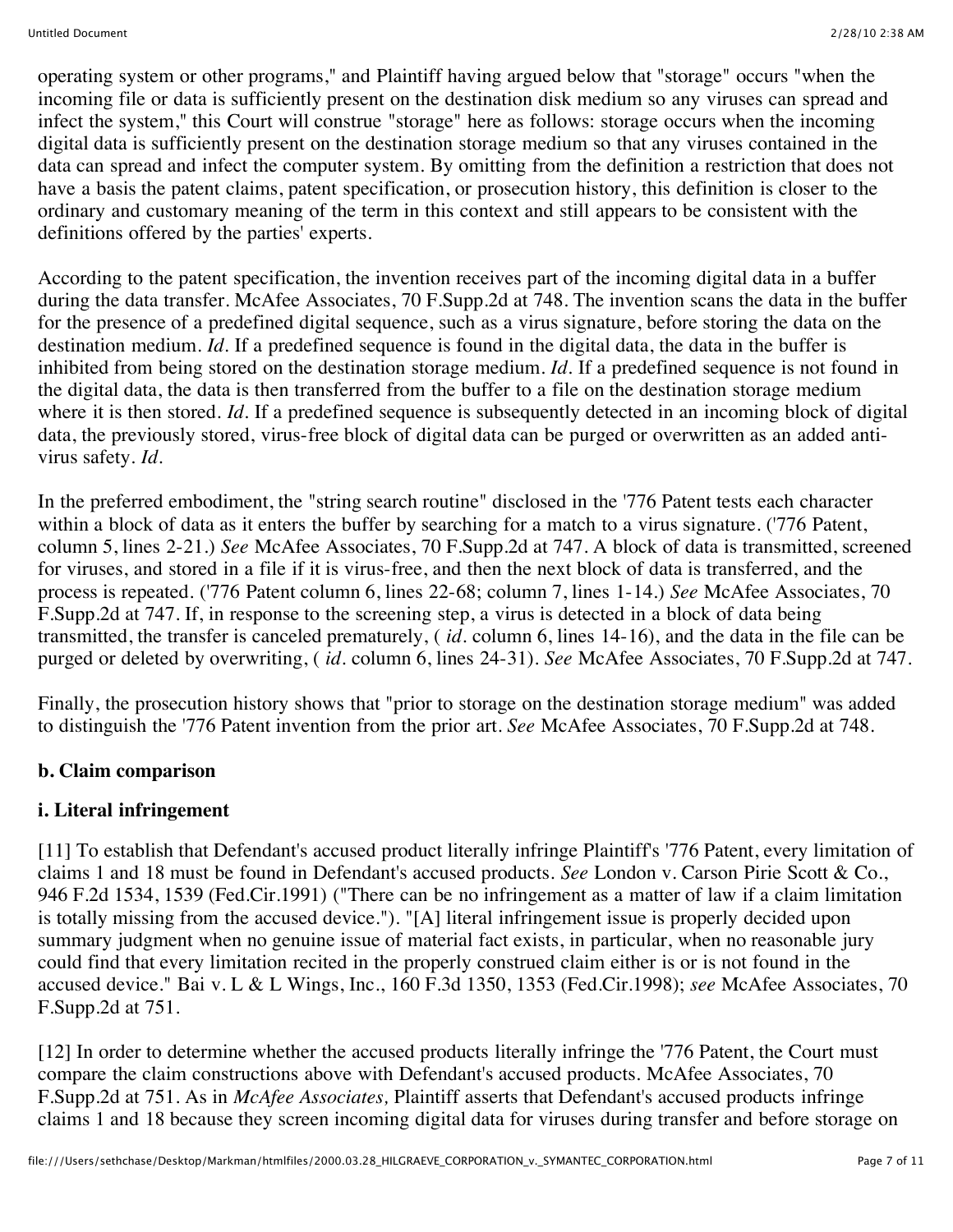operating system or other programs," and Plaintiff having argued below that "storage" occurs "when the incoming file or data is sufficiently present on the destination disk medium so any viruses can spread and infect the system," this Court will construe "storage" here as follows: storage occurs when the incoming digital data is sufficiently present on the destination storage medium so that any viruses contained in the data can spread and infect the computer system. By omitting from the definition a restriction that does not have a basis the patent claims, patent specification, or prosecution history, this definition is closer to the ordinary and customary meaning of the term in this context and still appears to be consistent with the definitions offered by the parties' experts.

According to the patent specification, the invention receives part of the incoming digital data in a buffer during the data transfer. McAfee Associates, 70 F.Supp.2d at 748. The invention scans the data in the buffer for the presence of a predefined digital sequence, such as a virus signature, before storing the data on the destination medium. *Id.* If a predefined sequence is found in the digital data, the data in the buffer is inhibited from being stored on the destination storage medium. *Id.* If a predefined sequence is not found in the digital data, the data is then transferred from the buffer to a file on the destination storage medium where it is then stored. *Id.* If a predefined sequence is subsequently detected in an incoming block of digital data, the previously stored, virus-free block of digital data can be purged or overwritten as an added anti-virus safety. *Id.*

In the preferred embodiment, the "string search routine" disclosed in the '776 Patent tests each character within a block of data as it enters the buffer by searching for a match to a virus signature. ('776 Patent, column 5, lines 2-21.) *See* McAfee Associates, 70 F.Supp.2d at 747. A block of data is transmitted, screened for viruses, and stored in a file if it is virus-free, and then the next block of data is transferred, and the process is repeated. ('776 Patent column 6, lines 22-68; column 7, lines 1-14.) *See* McAfee Associates, 70 F.Supp.2d at 747. If, in response to the screening step, a virus is detected in a block of data being transmitted, the transfer is canceled prematurely, ( *id.* column 6, lines 14-16), and the data in the file can be purged or deleted by overwriting, ( *id.* column 6, lines 24-31). *See* McAfee Associates, 70 F.Supp.2d at 747.

Finally, the prosecution history shows that "prior to storage on the destination storage medium" was added to distinguish the '776 Patent invention from the prior art. *See* McAfee Associates, 70 F.Supp.2d at 748.

**b. Claim comparison**

**i. Literal infringement**

[11] To establish that Defendant's accused product literally infringe Plaintiff's '776 Patent, every limitation of claims 1 and 18 must be found in Defendant's accused products. *See* London v. Carson Pirie Scott & Co., 946 F.2d 1534, 1539 (Fed.Cir.1991) ("There can be no infringement as a matter of law if a claim limitation is totally missing from the accused device."). "[A] literal infringement issue is properly decided upon summary judgment when no genuine issue of material fact exists, in particular, when no reasonable jury could find that every limitation recited in the properly construed claim either is or is not found in the accused device." Bai v. L & L Wings, Inc., 160 F.3d 1350, 1353 (Fed.Cir.1998); *see* McAfee Associates, 70 F.Supp.2d at 751.

[12] In order to determine whether the accused products literally infringe the '776 Patent, the Court must compare the claim constructions above with Defendant's accused products. McAfee Associates, 70 F.Supp.2d at 751. As in *McAfee Associates,* Plaintiff asserts that Defendant's accused products infringe claims 1 and 18 because they screen incoming digital data for viruses during transfer and before storage on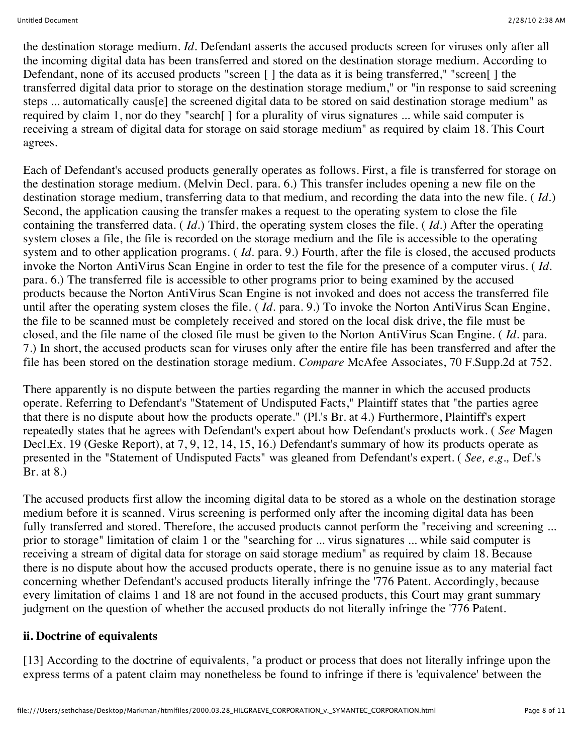the destination storage medium. *Id.* Defendant asserts the accused products screen for viruses only after all the incoming digital data has been transferred and stored on the destination storage medium. According to Defendant, none of its accused products "screen [ ] the data as it is being transferred," "screen[ ] the transferred digital data prior to storage on the destination storage medium," or "in response to said screening steps ... automatically caus[e] the screened digital data to be stored on said destination storage medium" as required by claim 1, nor do they "search[ ] for a plurality of virus signatures ... while said computer is receiving a stream of digital data for storage on said storage medium" as required by claim 18. This Court agrees.

Each of Defendant's accused products generally operates as follows. First, a file is transferred for storage on the destination storage medium. (Melvin Decl. para. 6.) This transfer includes opening a new file on the destination storage medium, transferring data to that medium, and recording the data into the new file. ( *Id.*) Second, the application causing the transfer makes a request to the operating system to close the file containing the transferred data. ( *Id.*) Third, the operating system closes the file. ( *Id.*) After the operating system closes a file, the file is recorded on the storage medium and the file is accessible to the operating system and to other application programs. ( *Id.* para. 9.) Fourth, after the file is closed, the accused products invoke the Norton AntiVirus Scan Engine in order to test the file for the presence of a computer virus. ( *Id.* para. 6.) The transferred file is accessible to other programs prior to being examined by the accused products because the Norton AntiVirus Scan Engine is not invoked and does not access the transferred file until after the operating system closes the file. ( *Id.* para. 9.) To invoke the Norton AntiVirus Scan Engine, the file to be scanned must be completely received and stored on the local disk drive, the file must be closed, and the file name of the closed file must be given to the Norton AntiVirus Scan Engine. ( *Id.* para. 7.) In short, the accused products scan for viruses only after the entire file has been transferred and after the file has been stored on the destination storage medium. *Compare* McAfee Associates, 70 F.Supp.2d at 752.

There apparently is no dispute between the parties regarding the manner in which the accused products operate. Referring to Defendant's "Statement of Undisputed Facts," Plaintiff states that "the parties agree that there is no dispute about how the products operate." (Pl.'s Br. at 4.) Furthermore, Plaintiff's expert repeatedly states that he agrees with Defendant's expert about how Defendant's products work. ( *See* Magen Decl.Ex. 19 (Geske Report), at 7, 9, 12, 14, 15, 16.) Defendant's summary of how its products operate as presented in the "Statement of Undisputed Facts" was gleaned from Defendant's expert. ( *See, e.g.,* Def.'s Br. at 8.)

The accused products first allow the incoming digital data to be stored as a whole on the destination storage medium before it is scanned. Virus screening is performed only after the incoming digital data has been fully transferred and stored. Therefore, the accused products cannot perform the "receiving and screening ... prior to storage" limitation of claim 1 or the "searching for ... virus signatures ... while said computer is receiving a stream of digital data for storage on said storage medium" as required by claim 18. Because there is no dispute about how the accused products operate, there is no genuine issue as to any material fact concerning whether Defendant's accused products literally infringe the '776 Patent. Accordingly, because every limitation of claims 1 and 18 are not found in the accused products, this Court may grant summary judgment on the question of whether the accused products do not literally infringe the '776 Patent.

**ii. Doctrine of equivalents**

[13] According to the doctrine of equivalents, "a product or process that does not literally infringe upon the express terms of a patent claim may nonetheless be found to infringe if there is 'equivalence' between the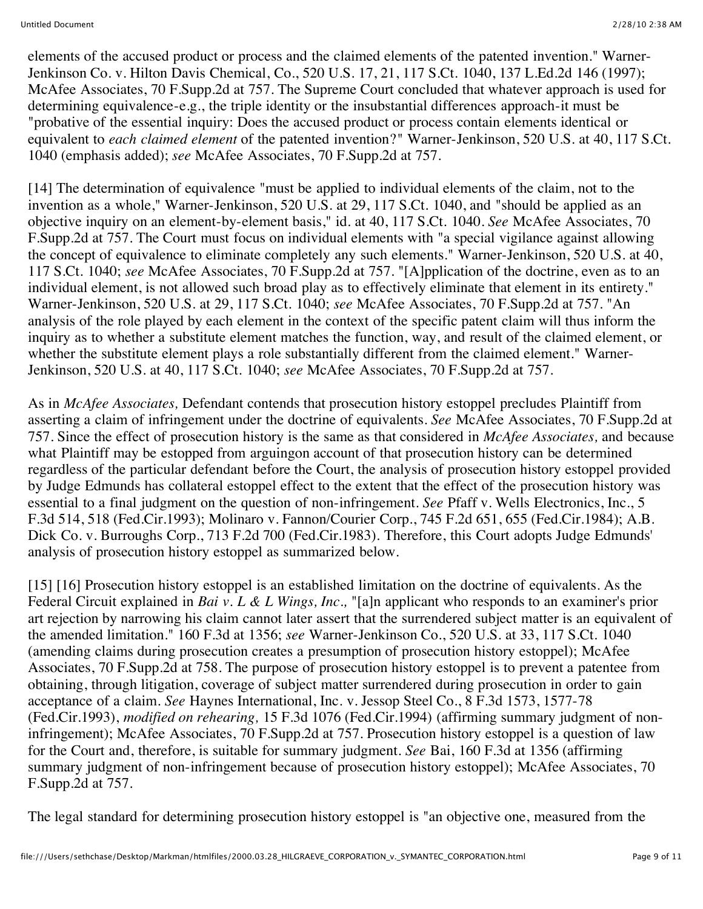elements of the accused product or process and the claimed elements of the patented invention." Warner-Jenkinson Co. v. Hilton Davis Chemical, Co., 520 U.S. 17, 21, 117 S.Ct. 1040, 137 L.Ed.2d 146 (1997); McAfee Associates, 70 F.Supp.2d at 757. The Supreme Court concluded that whatever approach is used for determining equivalence-e.g., the triple identity or the insubstantial differences approach-it must be "probative of the essential inquiry: Does the accused product or process contain elements identical or equivalent to *each claimed element* of the patented invention?" Warner-Jenkinson, 520 U.S. at 40, 117 S.Ct. 1040 (emphasis added); *see* McAfee Associates, 70 F.Supp.2d at 757.

[14] The determination of equivalence "must be applied to individual elements of the claim, not to the invention as a whole," Warner-Jenkinson, 520 U.S. at 29, 117 S.Ct. 1040, and "should be applied as an objective inquiry on an element-by-element basis," id. at 40, 117 S.Ct. 1040. *See* McAfee Associates, 70 F.Supp.2d at 757. The Court must focus on individual elements with "a special vigilance against allowing the concept of equivalence to eliminate completely any such elements." Warner-Jenkinson, 520 U.S. at 40, 117 S.Ct. 1040; *see* McAfee Associates, 70 F.Supp.2d at 757. "[A]pplication of the doctrine, even as to an individual element, is not allowed such broad play as to effectively eliminate that element in its entirety." Warner-Jenkinson, 520 U.S. at 29, 117 S.Ct. 1040; *see* McAfee Associates, 70 F.Supp.2d at 757. "An analysis of the role played by each element in the context of the specific patent claim will thus inform the inquiry as to whether a substitute element matches the function, way, and result of the claimed element, or whether the substitute element plays a role substantially different from the claimed element." Warner-Jenkinson, 520 U.S. at 40, 117 S.Ct. 1040; *see* McAfee Associates, 70 F.Supp.2d at 757.

As in *McAfee Associates,* Defendant contends that prosecution history estoppel precludes Plaintiff from asserting a claim of infringement under the doctrine of equivalents. *See* McAfee Associates, 70 F.Supp.2d at 757. Since the effect of prosecution history is the same as that considered in *McAfee Associates,* and because what Plaintiff may be estopped from arguingon account of that prosecution history can be determined regardless of the particular defendant before the Court, the analysis of prosecution history estoppel provided by Judge Edmunds has collateral estoppel effect to the extent that the effect of the prosecution history was essential to a final judgment on the question of non-infringement. *See* Pfaff v. Wells Electronics, Inc., 5 F.3d 514, 518 (Fed.Cir.1993); Molinaro v. Fannon/Courier Corp., 745 F.2d 651, 655 (Fed.Cir.1984); A.B. Dick Co. v. Burroughs Corp., 713 F.2d 700 (Fed.Cir.1983). Therefore, this Court adopts Judge Edmunds' analysis of prosecution history estoppel as summarized below.

[15] [16] Prosecution history estoppel is an established limitation on the doctrine of equivalents. As the Federal Circuit explained in *Bai v. L & L Wings, Inc.,* "[a]n applicant who responds to an examiner's prior art rejection by narrowing his claim cannot later assert that the surrendered subject matter is an equivalent of the amended limitation." 160 F.3d at 1356; *see* Warner-Jenkinson Co., 520 U.S. at 33, 117 S.Ct. 1040 (amending claims during prosecution creates a presumption of prosecution history estoppel); McAfee Associates, 70 F.Supp.2d at 758. The purpose of prosecution history estoppel is to prevent a patentee from obtaining, through litigation, coverage of subject matter surrendered during prosecution in order to gain acceptance of a claim. *See* Haynes International, Inc. v. Jessop Steel Co., 8 F.3d 1573, 1577-78 (Fed.Cir.1993), *modified on rehearing,* 15 F.3d 1076 (Fed.Cir.1994) (affirming summary judgment of non-infringement); McAfee Associates, 70 F.Supp.2d at 757. Prosecution history estoppel is a question of law for the Court and, therefore, is suitable for summary judgment. *See* Bai, 160 F.3d at 1356 (affirming summary judgment of non-infringement because of prosecution history estoppel); McAfee Associates, 70 F.Supp.2d at 757.

The legal standard for determining prosecution history estoppel is "an objective one, measured from the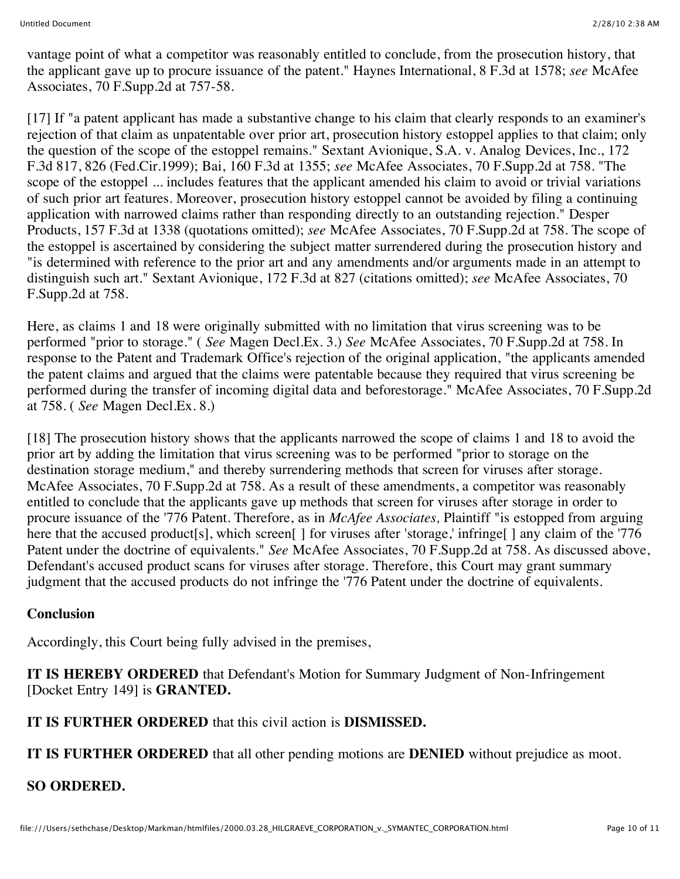vantage point of what a competitor was reasonably entitled to conclude, from the prosecution history, that the applicant gave up to procure issuance of the patent." Haynes International, 8 F.3d at 1578; *see* McAfee Associates, 70 F.Supp.2d at 757-58.

[17] If "a patent applicant has made a substantive change to his claim that clearly responds to an examiner's rejection of that claim as unpatentable over prior art, prosecution history estoppel applies to that claim; only the question of the scope of the estoppel remains." Sextant Avionique, S.A. v. Analog Devices, Inc., 172 F.3d 817, 826 (Fed.Cir.1999); Bai, 160 F.3d at 1355; *see* McAfee Associates, 70 F.Supp.2d at 758. "The scope of the estoppel ... includes features that the applicant amended his claim to avoid or trivial variations of such prior art features. Moreover, prosecution history estoppel cannot be avoided by filing a continuing application with narrowed claims rather than responding directly to an outstanding rejection." Desper Products, 157 F.3d at 1338 (quotations omitted); *see* McAfee Associates, 70 F.Supp.2d at 758. The scope of the estoppel is ascertained by considering the subject matter surrendered during the prosecution history and "is determined with reference to the prior art and any amendments and/or arguments made in an attempt to distinguish such art." Sextant Avionique, 172 F.3d at 827 (citations omitted); *see* McAfee Associates, 70 F.Supp.2d at 758.

Here, as claims 1 and 18 were originally submitted with no limitation that virus screening was to be performed "prior to storage." ( *See* Magen Decl.Ex. 3.) *See* McAfee Associates, 70 F.Supp.2d at 758. In response to the Patent and Trademark Office's rejection of the original application, "the applicants amended the patent claims and argued that the claims were patentable because they required that virus screening be performed during the transfer of incoming digital data and beforestorage." McAfee Associates, 70 F.Supp.2d at 758. ( *See* Magen Decl.Ex. 8.)

[18] The prosecution history shows that the applicants narrowed the scope of claims 1 and 18 to avoid the prior art by adding the limitation that virus screening was to be performed "prior to storage on the destination storage medium," and thereby surrendering methods that screen for viruses after storage. McAfee Associates, 70 F.Supp.2d at 758. As a result of these amendments, a competitor was reasonably entitled to conclude that the applicants gave up methods that screen for viruses after storage in order to procure issuance of the '776 Patent. Therefore, as in *McAfee Associates,* Plaintiff "is estopped from arguing here that the accused product[s], which screen[ ] for viruses after 'storage,' infringe[ ] any claim of the '776 Patent under the doctrine of equivalents." *See* McAfee Associates, 70 F.Supp.2d at 758. As discussed above, Defendant's accused product scans for viruses after storage. Therefore, this Court may grant summary judgment that the accused products do not infringe the '776 Patent under the doctrine of equivalents.

**Conclusion**

Accordingly, this Court being fully advised in the premises,

**IT IS HEREBY ORDERED** that Defendant's Motion for Summary Judgment of Non-Infringement [Docket Entry 149] is **GRANTED.**

**IT IS FURTHER ORDERED** that this civil action is **DISMISSED.**

**IT IS FURTHER ORDERED** that all other pending motions are **DENIED** without prejudice as moot.

**SO ORDERED.**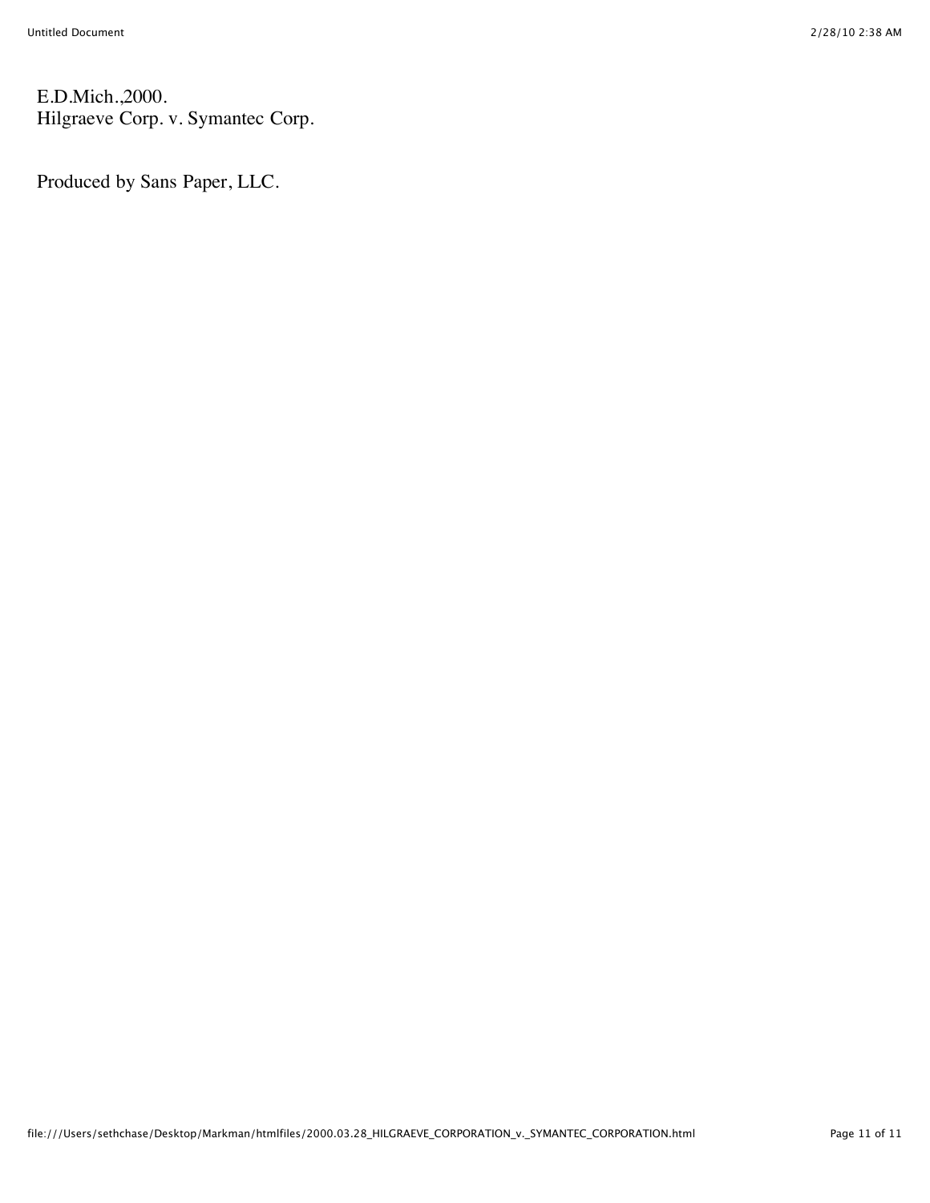E.D.Mich.,2000.
Hilgraeve Corp. v. Symantec Corp.

Produced by Sans Paper, LLC.